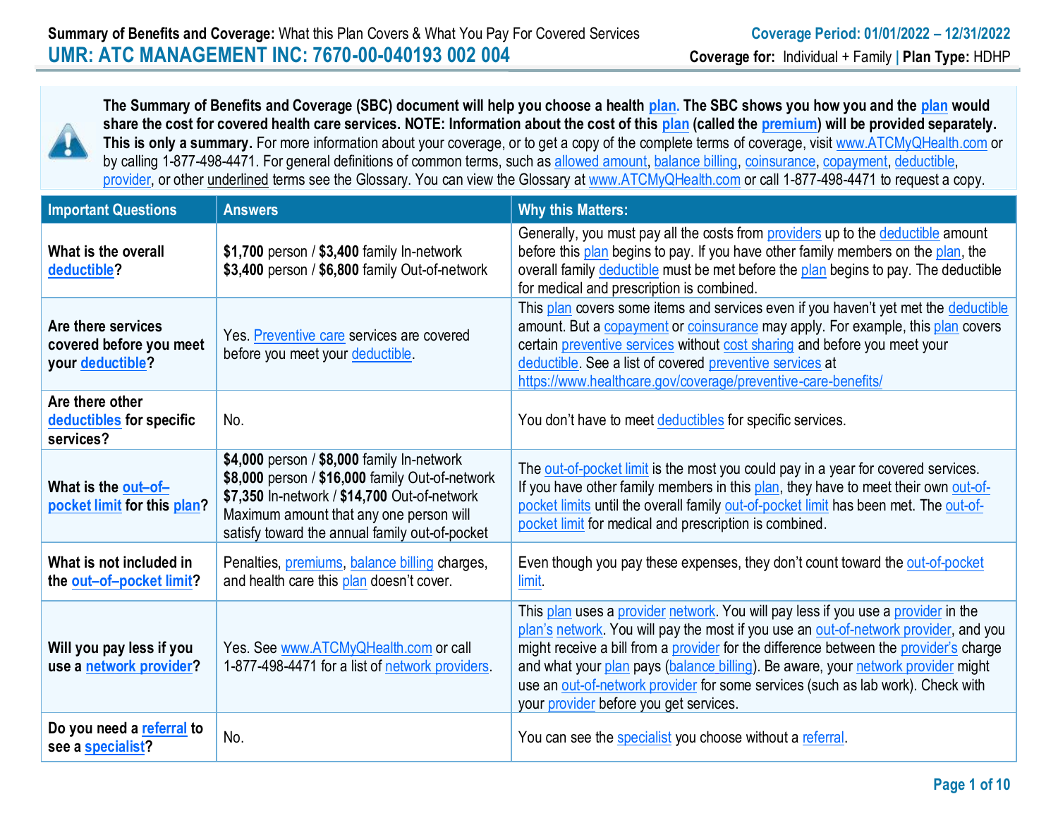**Summary of Benefits and Coverage:** What this Plan Covers & What You Pay For Covered Services

**Coverage Period: 01/01/2022 – 12/31/2022**

# UMR: ATC MANAGEMENT INC: 7670-00-040193 002 004

**Coverage for:** Individual + Family | **Plan Type:** HDHP

**The Summary of Benefits and Coverage (SBC) document will help you choose a health plan. The SBC shows you how you and the plan would share the cost for covered health care services. NOTE: Information about the cost of this plan (called the premium) will be provided separately. This is only a summary.** For more information about your coverage, or to get a copy of the complete terms of coverage, visit www.ATCMyQHealth.com or by calling 1-877-498-4471. For general definitions of common terms, such as allowed amount, balance billing, coinsurance, copayment, deductible, provider, or other underlined terms see the Glossary. You can view the Glossary at www.ATCMyQHealth.com or call 1-877-498-4471 to request a copy.

| Important Questions | Answers | Why this Matters: |
|---|---|---|
| **What is the overall deductible?** | **$1,700** person / **$3,400** family In-network<br>**$3,400** person / **$6,800** family Out-of-network | Generally, you must pay all the costs from providers up to the deductible amount before this plan begins to pay. If you have other family members on the plan, the overall family deductible must be met before the plan begins to pay. The deductible for medical and prescription is combined. |
| **Are there services covered before you meet your deductible?** | Yes. Preventive care services are covered before you meet your deductible. | This plan covers some items and services even if you haven't yet met the deductible amount. But a copayment or coinsurance may apply. For example, this plan covers certain preventive services without cost sharing and before you meet your deductible. See a list of covered preventive services at https://www.healthcare.gov/coverage/preventive-care-benefits/ |
| **Are there other deductibles for specific services?** | No. | You don't have to meet deductibles for specific services. |
| **What is the out–of–pocket limit for this plan?** | **$4,000** person / **$8,000** family In-network<br>**$8,000** person / **$16,000** family Out-of-network<br>**$7,350** In-network / **$14,700** Out-of-network Maximum amount that any one person will satisfy toward the annual family out-of-pocket | The out-of-pocket limit is the most you could pay in a year for covered services. If you have other family members in this plan, they have to meet their own out-of-pocket limits until the overall family out-of-pocket limit has been met. The out-of-pocket limit for medical and prescription is combined. |
| **What is not included in the out–of–pocket limit?** | Penalties, premiums, balance billing charges, and health care this plan doesn't cover. | Even though you pay these expenses, they don't count toward the out-of-pocket limit. |
| **Will you pay less if you use a network provider?** | Yes. See www.ATCMyQHealth.com or call 1-877-498-4471 for a list of network providers. | This plan uses a provider network. You will pay less if you use a provider in the plan's network. You will pay the most if you use an out-of-network provider, and you might receive a bill from a provider for the difference between the provider's charge and what your plan pays (balance billing). Be aware, your network provider might use an out-of-network provider for some services (such as lab work). Check with your provider before you get services. |
| **Do you need a referral to see a specialist?** | No. | You can see the specialist you choose without a referral. |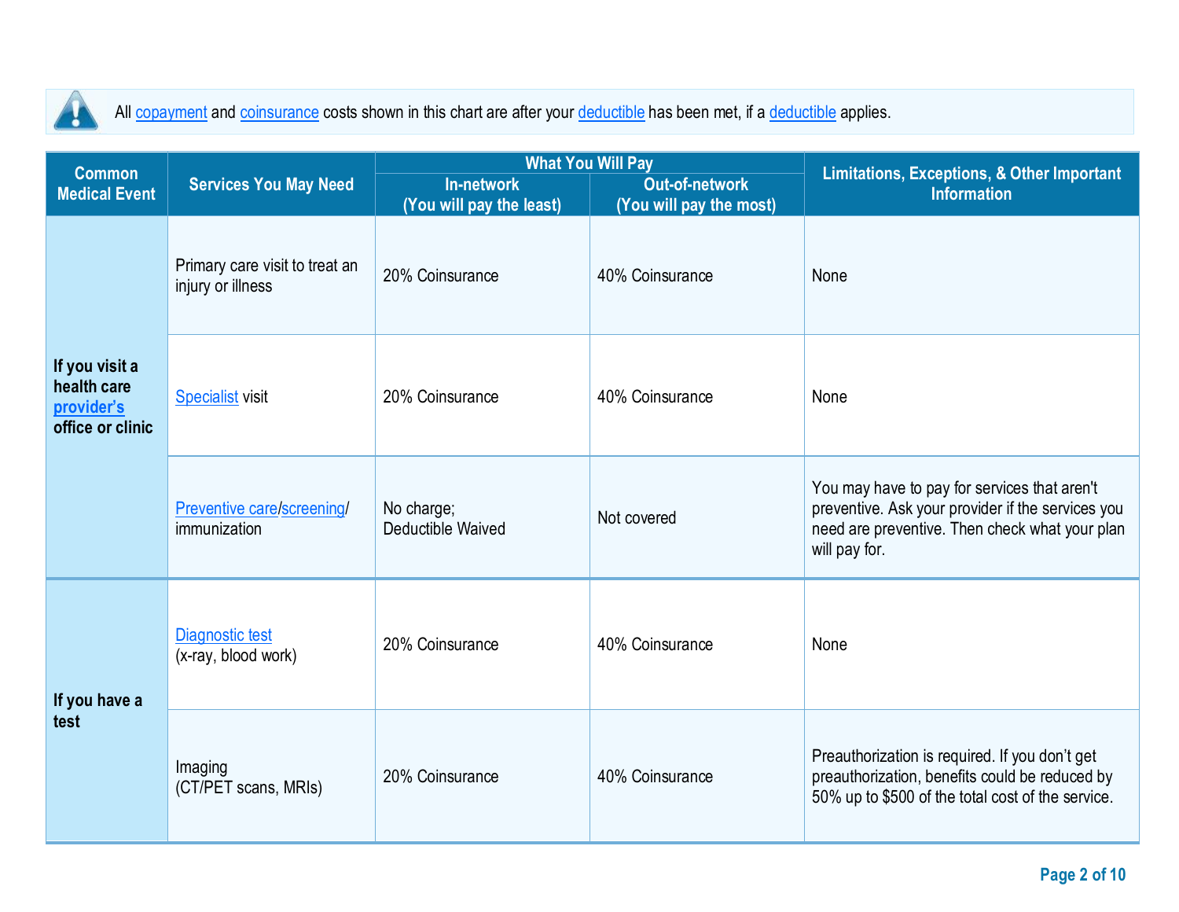All copayment and coinsurance costs shown in this chart are after your deductible has been met, if a deductible applies.

| Common Medical Event | Services You May Need | What You Will Pay | | Limitations, Exceptions, & Other Important Information |
|---|---|---|---|---|
| | | In-network (You will pay the least) | Out-of-network (You will pay the most) | |
| If you visit a health care provider's office or clinic | Primary care visit to treat an injury or illness | 20% Coinsurance | 40% Coinsurance | None |
| | Specialist visit | 20% Coinsurance | 40% Coinsurance | None |
| | Preventive care/screening/ immunization | No charge; Deductible Waived | Not covered | You may have to pay for services that aren't preventive. Ask your provider if the services you need are preventive. Then check what your plan will pay for. |
| If you have a test | Diagnostic test (x-ray, blood work) | 20% Coinsurance | 40% Coinsurance | None |
| | Imaging (CT/PET scans, MRIs) | 20% Coinsurance | 40% Coinsurance | Preauthorization is required. If you don't get preauthorization, benefits could be reduced by 50% up to $500 of the total cost of the service. |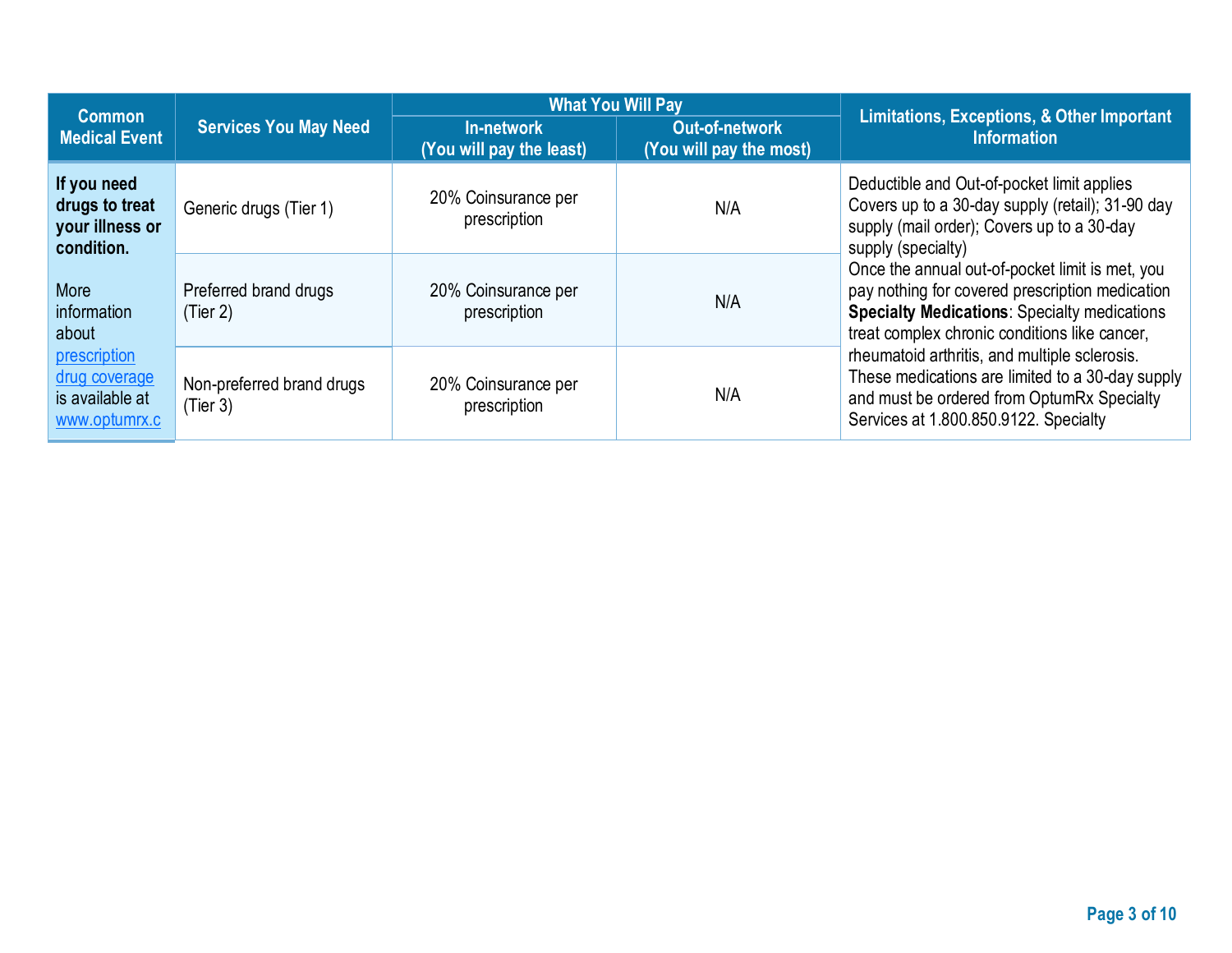| Common Medical Event | Services You May Need | What You Will Pay | | Limitations, Exceptions, & Other Important Information |
|---|---|---|---|---|
| | | In-network (You will pay the least) | Out-of-network (You will pay the most) | |
| **If you need drugs to treat your illness or condition.** More information about prescription drug coverage is available at www.optumrx.c | Generic drugs (Tier 1) | 20% Coinsurance per prescription | N/A | Deductible and Out-of-pocket limit applies Covers up to a 30-day supply (retail); 31-90 day supply (mail order); Covers up to a 30-day supply (specialty) Once the annual out-of-pocket limit is met, you pay nothing for covered prescription medication **Specialty Medications**: Specialty medications treat complex chronic conditions like cancer, rheumatoid arthritis, and multiple sclerosis. These medications are limited to a 30-day supply and must be ordered from OptumRx Specialty Services at 1.800.850.9122. Specialty |
| | Preferred brand drugs (Tier 2) | 20% Coinsurance per prescription | N/A | |
| | Non-preferred brand drugs (Tier 3) | 20% Coinsurance per prescription | N/A | |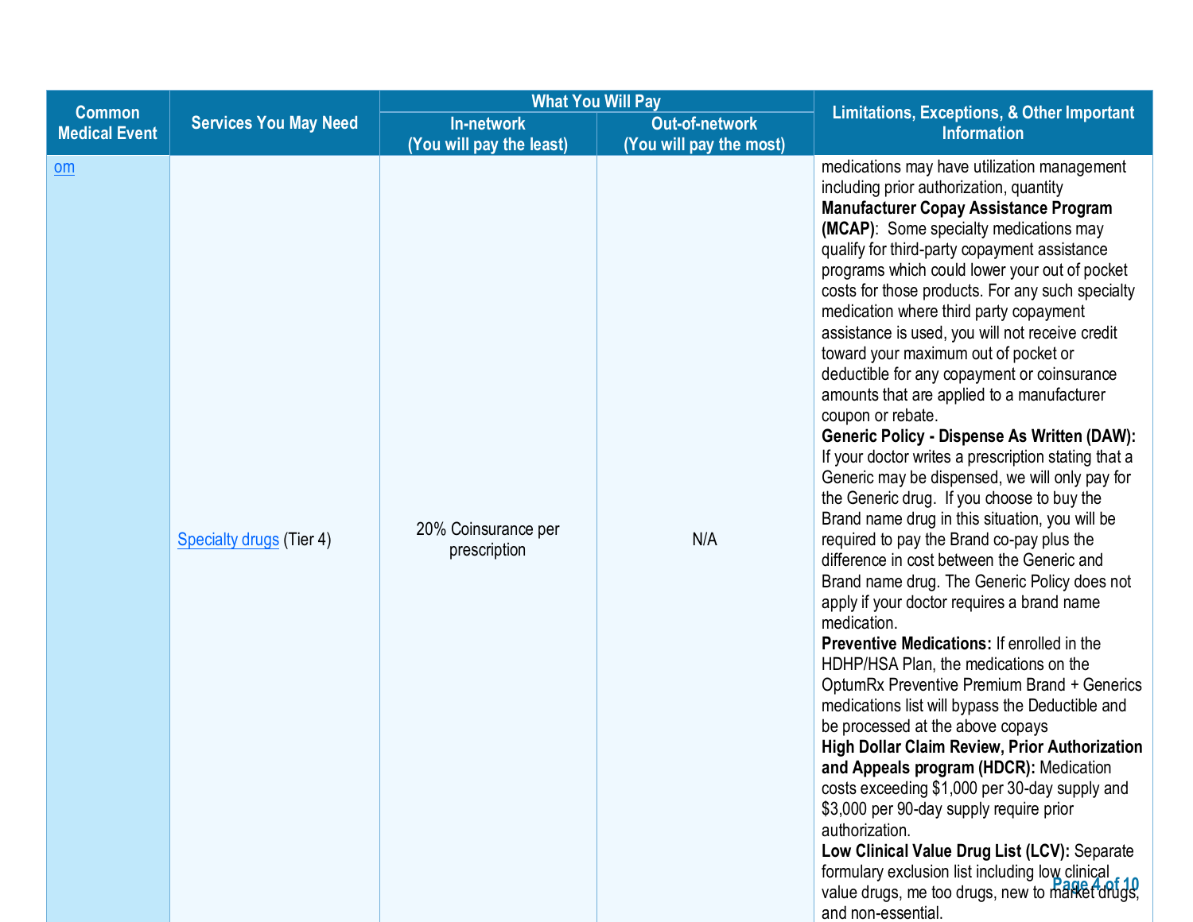| Common Medical Event | Services You May Need | What You Will Pay | | Limitations, Exceptions, & Other Important Information |
|---|---|---|---|---|
| | | In-network (You will pay the least) | Out-of-network (You will pay the most) | |
| om | Specialty drugs (Tier 4) | 20% Coinsurance per prescription | N/A | medications may have utilization management including prior authorization, quantity **Manufacturer Copay Assistance Program (MCAP)**: Some specialty medications may qualify for third-party copayment assistance programs which could lower your out of pocket costs for those products. For any such specialty medication where third party copayment assistance is used, you will not receive credit toward your maximum out of pocket or deductible for any copayment or coinsurance amounts that are applied to a manufacturer coupon or rebate. **Generic Policy - Dispense As Written (DAW):** If your doctor writes a prescription stating that a Generic may be dispensed, we will only pay for the Generic drug. If you choose to buy the Brand name drug in this situation, you will be required to pay the Brand co-pay plus the difference in cost between the Generic and Brand name drug. The Generic Policy does not apply if your doctor requires a brand name medication. **Preventive Medications:** If enrolled in the HDHP/HSA Plan, the medications on the OptumRx Preventive Premium Brand + Generics medications list will bypass the Deductible and be processed at the above copays **High Dollar Claim Review, Prior Authorization and Appeals program (HDCR):** Medication costs exceeding $1,000 per 30-day supply and $3,000 per 90-day supply require prior authorization. **Low Clinical Value Drug List (LCV):** Separate formulary exclusion list including low clinical value drugs, me too drugs, new to market drugs, and non-essential. |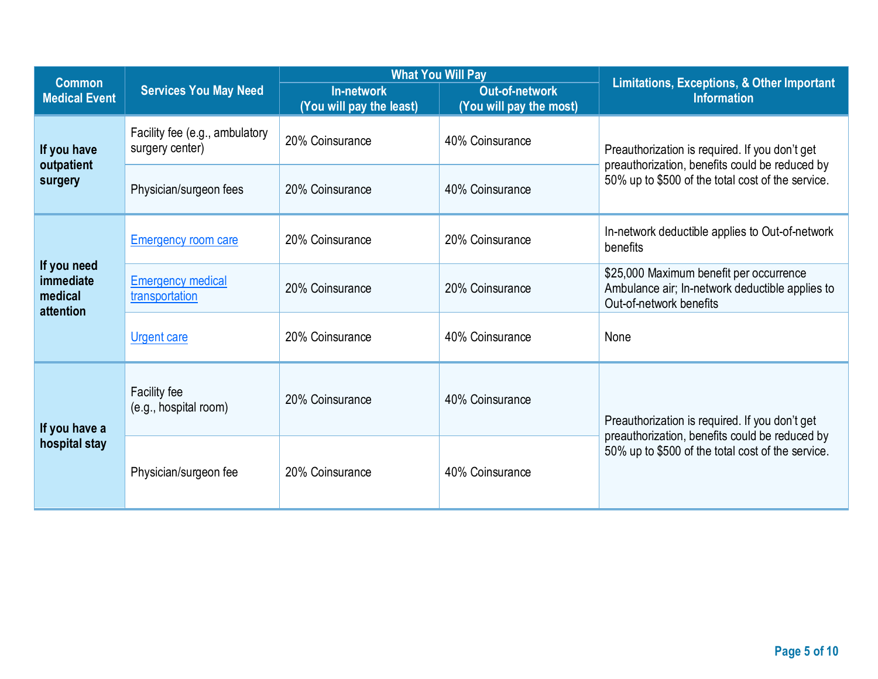| Common Medical Event | Services You May Need | What You Will Pay | | Limitations, Exceptions, & Other Important Information |
|---|---|---|---|---|
| | | In-network (You will pay the least) | Out-of-network (You will pay the most) | |
| **If you have outpatient surgery** | Facility fee (e.g., ambulatory surgery center) | 20% Coinsurance | 40% Coinsurance | Preauthorization is required. If you don't get preauthorization, benefits could be reduced by 50% up to $500 of the total cost of the service. |
| | Physician/surgeon fees | 20% Coinsurance | 40% Coinsurance | |
| **If you need immediate medical attention** | Emergency room care | 20% Coinsurance | 20% Coinsurance | In-network deductible applies to Out-of-network benefits |
| | Emergency medical transportation | 20% Coinsurance | 20% Coinsurance | $25,000 Maximum benefit per occurrence Ambulance air; In-network deductible applies to Out-of-network benefits |
| | Urgent care | 20% Coinsurance | 40% Coinsurance | None |
| **If you have a hospital stay** | Facility fee (e.g., hospital room) | 20% Coinsurance | 40% Coinsurance | Preauthorization is required. If you don't get preauthorization, benefits could be reduced by 50% up to $500 of the total cost of the service. |
| | Physician/surgeon fee | 20% Coinsurance | 40% Coinsurance | |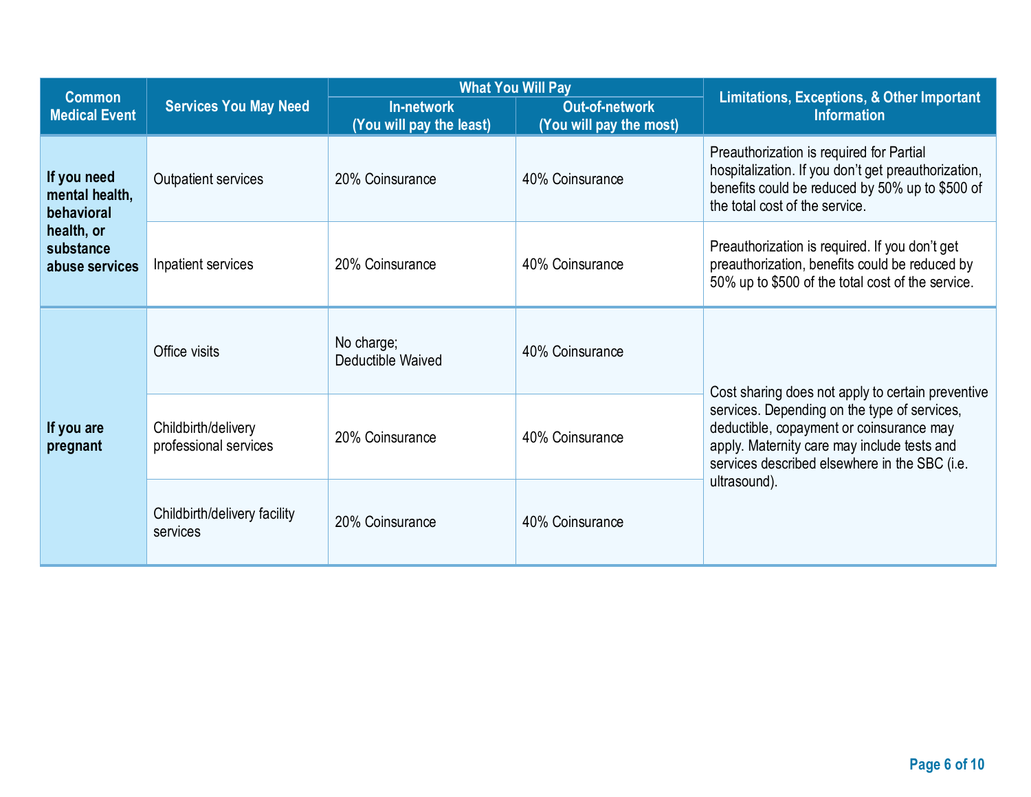| Common Medical Event | Services You May Need | What You Will Pay | | Limitations, Exceptions, & Other Important Information |
|---|---|---|---|---|
| | | In-network (You will pay the least) | Out-of-network (You will pay the most) | |
| **If you need mental health, behavioral health, or substance abuse services** | Outpatient services | 20% Coinsurance | 40% Coinsurance | Preauthorization is required for Partial hospitalization. If you don't get preauthorization, benefits could be reduced by 50% up to $500 of the total cost of the service. |
| | Inpatient services | 20% Coinsurance | 40% Coinsurance | Preauthorization is required. If you don't get preauthorization, benefits could be reduced by 50% up to $500 of the total cost of the service. |
| **If you are pregnant** | Office visits | No charge; Deductible Waived | 40% Coinsurance | Cost sharing does not apply to certain preventive services. Depending on the type of services, deductible, copayment or coinsurance may apply. Maternity care may include tests and services described elsewhere in the SBC (i.e. ultrasound). |
| | Childbirth/delivery professional services | 20% Coinsurance | 40% Coinsurance | |
| | Childbirth/delivery facility services | 20% Coinsurance | 40% Coinsurance | |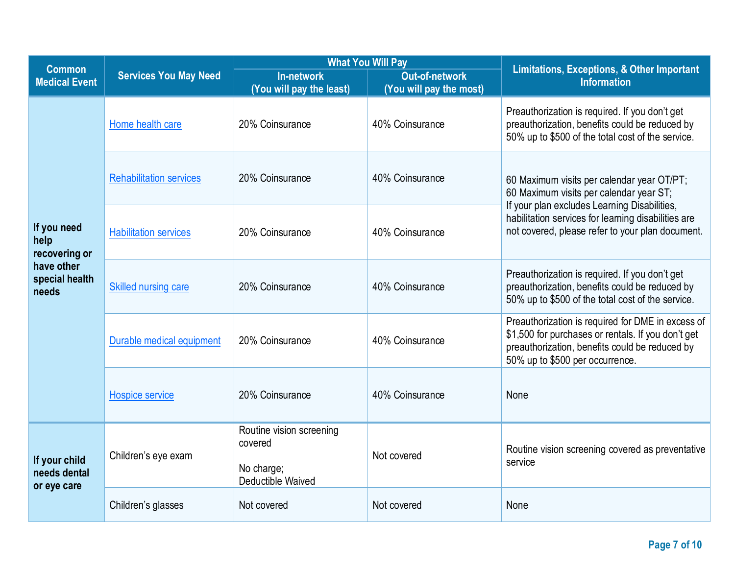| Common Medical Event | Services You May Need | What You Will Pay | | Limitations, Exceptions, & Other Important Information |
|---|---|---|---|---|
| | | In-network (You will pay the least) | Out-of-network (You will pay the most) | |
| If you need help recovering or have other special health needs | Home health care | 20% Coinsurance | 40% Coinsurance | Preauthorization is required. If you don't get preauthorization, benefits could be reduced by 50% up to $500 of the total cost of the service. |
| | Rehabilitation services | 20% Coinsurance | 40% Coinsurance | 60 Maximum visits per calendar year OT/PT; 60 Maximum visits per calendar year ST; If your plan excludes Learning Disabilities, habilitation services for learning disabilities are not covered, please refer to your plan document. |
| | Habilitation services | 20% Coinsurance | 40% Coinsurance | |
| | Skilled nursing care | 20% Coinsurance | 40% Coinsurance | Preauthorization is required. If you don't get preauthorization, benefits could be reduced by 50% up to $500 of the total cost of the service. |
| | Durable medical equipment | 20% Coinsurance | 40% Coinsurance | Preauthorization is required for DME in excess of $1,500 for purchases or rentals. If you don't get preauthorization, benefits could be reduced by 50% up to $500 per occurrence. |
| | Hospice service | 20% Coinsurance | 40% Coinsurance | None |
| If your child needs dental or eye care | Children's eye exam | Routine vision screening covered<br><br>No charge;<br>Deductible Waived | Not covered | Routine vision screening covered as preventative service |
| | Children's glasses | Not covered | Not covered | None |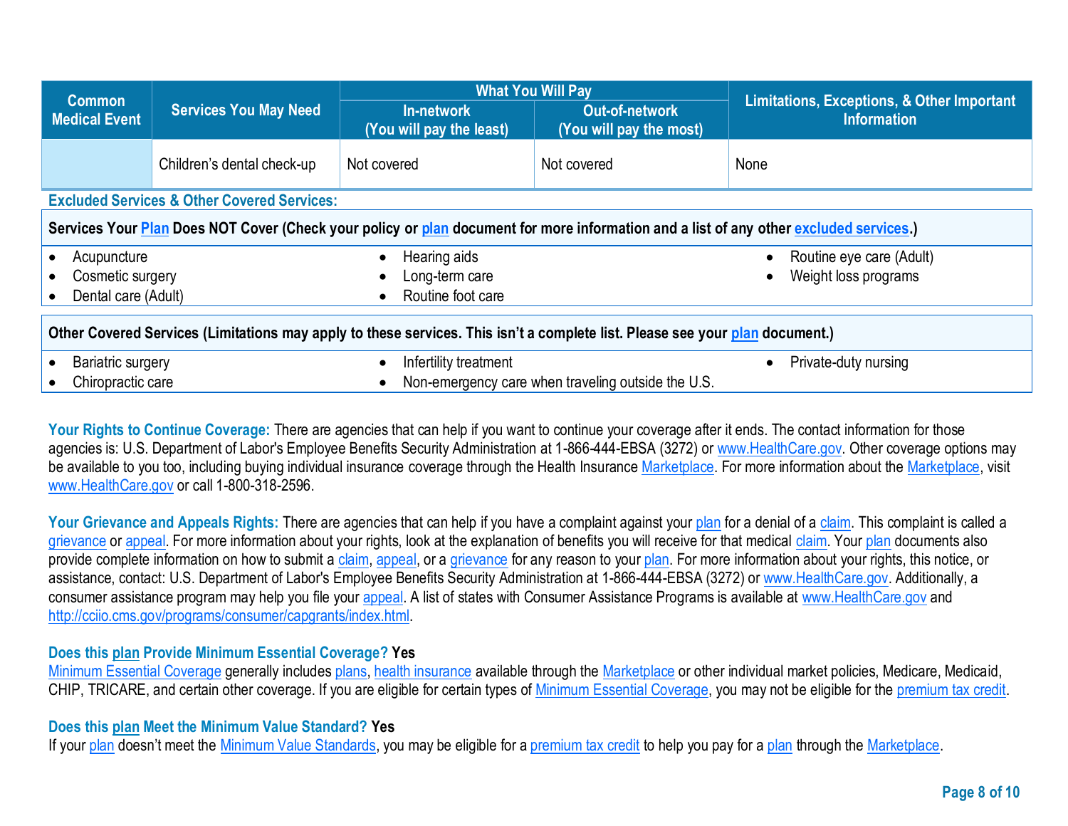| Common Medical Event | Services You May Need | What You Will Pay | | Limitations, Exceptions, & Other Important Information |
|---|---|---|---|---|
| | | In-network (You will pay the least) | Out-of-network (You will pay the most) | |
| | Children's dental check-up | Not covered | Not covered | None |

## Excluded Services & Other Covered Services:

**Services Your Plan Does NOT Cover (Check your policy or plan document for more information and a list of any other excluded services.)**

- Acupuncture
- Cosmetic surgery
- Dental care (Adult)
- Hearing aids
- Long-term care
- Routine foot care
- Routine eye care (Adult)
- Weight loss programs

**Other Covered Services (Limitations may apply to these services. This isn't a complete list. Please see your plan document.)**

- Bariatric surgery
- Chiropractic care
- Infertility treatment
- Non-emergency care when traveling outside the U.S.
- Private-duty nursing

**Your Rights to Continue Coverage:** There are agencies that can help if you want to continue your coverage after it ends. The contact information for those agencies is: U.S. Department of Labor's Employee Benefits Security Administration at 1-866-444-EBSA (3272) or www.HealthCare.gov. Other coverage options may be available to you too, including buying individual insurance coverage through the Health Insurance Marketplace. For more information about the Marketplace, visit www.HealthCare.gov or call 1-800-318-2596.

**Your Grievance and Appeals Rights:** There are agencies that can help if you have a complaint against your plan for a denial of a claim. This complaint is called a grievance or appeal. For more information about your rights, look at the explanation of benefits you will receive for that medical claim. Your plan documents also provide complete information on how to submit a claim, appeal, or a grievance for any reason to your plan. For more information about your rights, this notice, or assistance, contact: U.S. Department of Labor's Employee Benefits Security Administration at 1-866-444-EBSA (3272) or www.HealthCare.gov. Additionally, a consumer assistance program may help you file your appeal. A list of states with Consumer Assistance Programs is available at www.HealthCare.gov and http://cciio.cms.gov/programs/consumer/capgrants/index.html.

**Does this plan Provide Minimum Essential Coverage? Yes**

Minimum Essential Coverage generally includes plans, health insurance available through the Marketplace or other individual market policies, Medicare, Medicaid, CHIP, TRICARE, and certain other coverage. If you are eligible for certain types of Minimum Essential Coverage, you may not be eligible for the premium tax credit.

**Does this plan Meet the Minimum Value Standard? Yes**

If your plan doesn't meet the Minimum Value Standards, you may be eligible for a premium tax credit to help you pay for a plan through the Marketplace.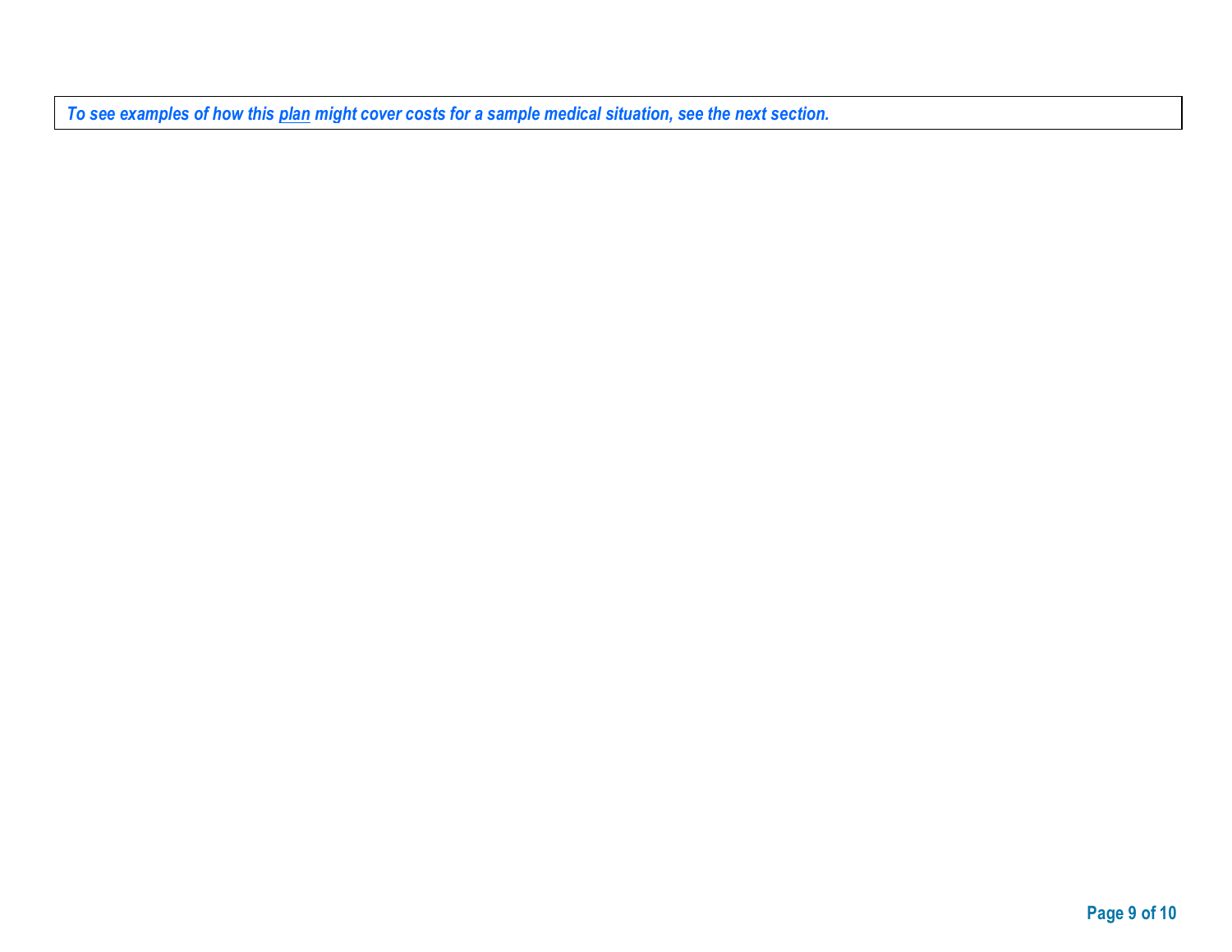***To see examples of how this plan might cover costs for a sample medical situation, see the next section.***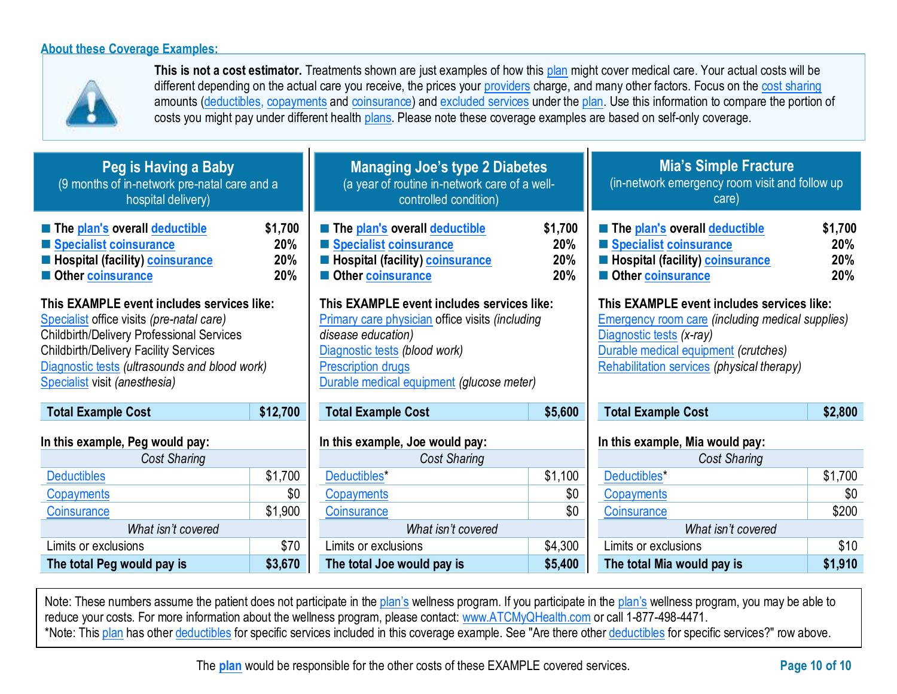## About these Coverage Examples:

**This is not a cost estimator.** Treatments shown are just examples of how this plan might cover medical care. Your actual costs will be different depending on the actual care you receive, the prices your providers charge, and many other factors. Focus on the cost sharing amounts (deductibles, copayments and coinsurance) and excluded services under the plan. Use this information to compare the portion of costs you might pay under different health plans. Please note these coverage examples are based on self-only coverage.

### Peg is Having a Baby
(9 months of in-network pre-natal care and a hospital delivery)

| | |
|---|---|
| **The plan's overall deductible** | **$1,700** |
| **Specialist coinsurance** | **20%** |
| **Hospital (facility) coinsurance** | **20%** |
| **Other coinsurance** | **20%** |

**This EXAMPLE event includes services like:**
Specialist office visits *(pre-natal care)*
Childbirth/Delivery Professional Services
Childbirth/Delivery Facility Services
Diagnostic tests *(ultrasounds and blood work)*
Specialist visit *(anesthesia)*

| **Total Example Cost** | **$12,700** |
|---|---|

**In this example, Peg would pay:**

| *Cost Sharing* | |
|---|---|
| Deductibles | $1,700 |
| Copayments | $0 |
| Coinsurance | $1,900 |
| *What isn't covered* | |
| Limits or exclusions | $70 |
| **The total Peg would pay is** | **$3,670** |

### Managing Joe's type 2 Diabetes
(a year of routine in-network care of a well-controlled condition)

| | |
|---|---|
| **The plan's overall deductible** | **$1,700** |
| **Specialist coinsurance** | **20%** |
| **Hospital (facility) coinsurance** | **20%** |
| **Other coinsurance** | **20%** |

**This EXAMPLE event includes services like:**
Primary care physician office visits *(including disease education)*
Diagnostic tests *(blood work)*
Prescription drugs
Durable medical equipment *(glucose meter)*

| **Total Example Cost** | **$5,600** |
|---|---|

**In this example, Joe would pay:**

| *Cost Sharing* | |
|---|---|
| Deductibles* | $1,100 |
| Copayments | $0 |
| Coinsurance | $0 |
| *What isn't covered* | |
| Limits or exclusions | $4,300 |
| **The total Joe would pay is** | **$5,400** |

### Mia's Simple Fracture
(in-network emergency room visit and follow up care)

| | |
|---|---|
| **The plan's overall deductible** | **$1,700** |
| **Specialist coinsurance** | **20%** |
| **Hospital (facility) coinsurance** | **20%** |
| **Other coinsurance** | **20%** |

**This EXAMPLE event includes services like:**
Emergency room care *(including medical supplies)*
Diagnostic tests *(x-ray)*
Durable medical equipment *(crutches)*
Rehabilitation services *(physical therapy)*

| **Total Example Cost** | **$2,800** |
|---|---|

**In this example, Mia would pay:**

| *Cost Sharing* | |
|---|---|
| Deductibles* | $1,700 |
| Copayments | $0 |
| Coinsurance | $200 |
| *What isn't covered* | |
| Limits or exclusions | $10 |
| **The total Mia would pay is** | **$1,910** |

Note: These numbers assume the patient does not participate in the plan's wellness program. If you participate in the plan's wellness program, you may be able to reduce your costs. For more information about the wellness program, please contact: www.ATCMyQHealth.com or call 1-877-498-4471.
*Note: This plan has other deductibles for specific services included in this coverage example. See "Are there other deductibles for specific services?" row above.

The **plan** would be responsible for the other costs of these EXAMPLE covered services.